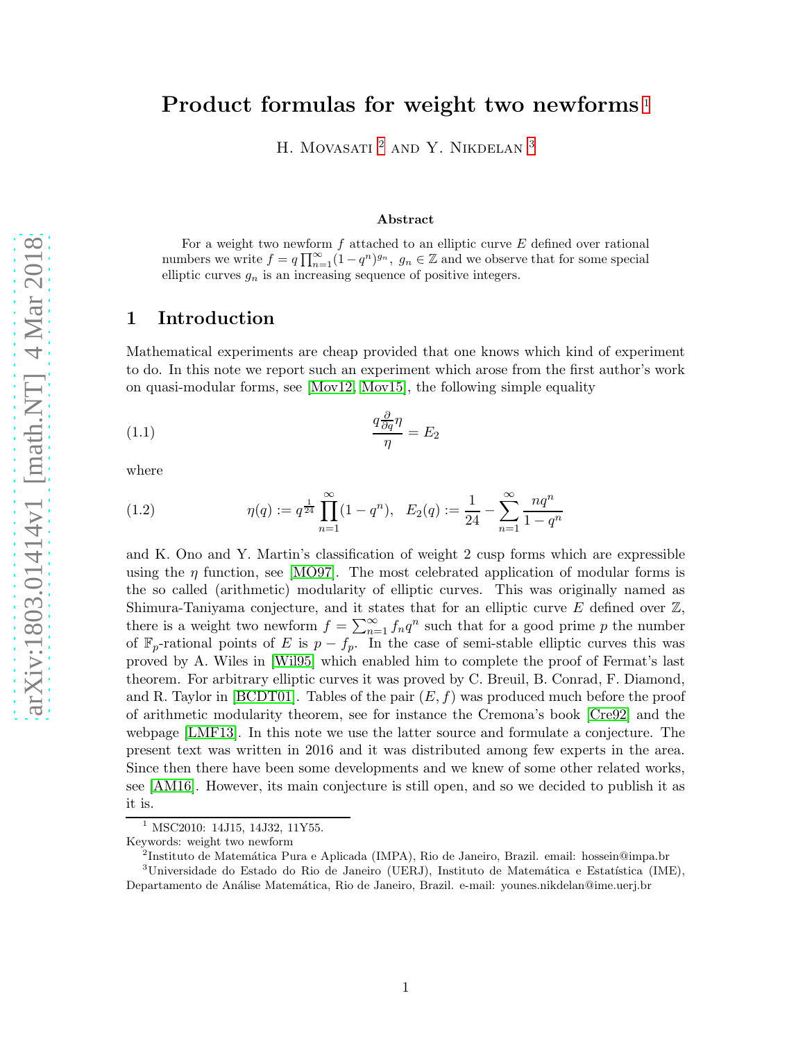# Product formulas for weight two newforms [1]

H. Movasati [2] and Y. Nikdelan [3]

### Abstract

For a weight two newform $f$ attached to an elliptic curve $E$ defined over rational numbers we write $f = q\prod_{n=1}^{\infty}(1-q^n)^{g_n}$, $g_n \in \mathbb{Z}$ and we observe that for some special elliptic curves $g_n$ is an increasing sequence of positive integers.

## 1 Introduction

Mathematical experiments are cheap provided that one knows which kind of experiment to do. In this note we report such an experiment which arose from the first author's work on quasi-modular forms, see [Mov12, Mov15], the following simple equality

$$\frac{q\frac{\partial}{\partial q}\eta}{\eta} = E_2 \tag{1.1}$$

where

$$\eta(q) := q^{\frac{1}{24}}\prod_{n=1}^{\infty}(1-q^n), \quad E_2(q) := \frac{1}{24} - \sum_{n=1}^{\infty}\frac{nq^n}{1-q^n} \tag{1.2}$$

and K. Ono and Y. Martin's classification of weight 2 cusp forms which are expressible using the $\eta$ function, see [MO97]. The most celebrated application of modular forms is the so called (arithmetic) modularity of elliptic curves. This was originally named as Shimura-Taniyama conjecture, and it states that for an elliptic curve $E$ defined over $\mathbb{Z}$, there is a weight two newform $f = \sum_{n=1}^{\infty} f_n q^n$ such that for a good prime $p$ the number of $\mathbb{F}_p$-rational points of $E$ is $p - f_p$. In the case of semi-stable elliptic curves this was proved by A. Wiles in [Wil95] which enabled him to complete the proof of Fermat's last theorem. For arbitrary elliptic curves it was proved by C. Breuil, B. Conrad, F. Diamond, and R. Taylor in [BCDT01]. Tables of the pair $(E, f)$ was produced much before the proof of arithmetic modularity theorem, see for instance the Cremona's book [Cre92] and the webpage [LMF13]. In this note we use the latter source and formulate a conjecture. The present text was written in 2016 and it was distributed among few experts in the area. Since then there have been some developments and we knew of some other related works, see [AM16]. However, its main conjecture is still open, and so we decided to publish it as it is.

---

[1] MSC2010: 14J15, 14J32, 11Y55.

Keywords: weight two newform

[2] Instituto de Matemática Pura e Aplicada (IMPA), Rio de Janeiro, Brazil. email: hossein@impa.br

[3] Universidade do Estado do Rio de Janeiro (UERJ), Instituto de Matemática e Estatística (IME), Departamento de Análise Matemática, Rio de Janeiro, Brazil. e-mail: younes.nikdelan@ime.uerj.br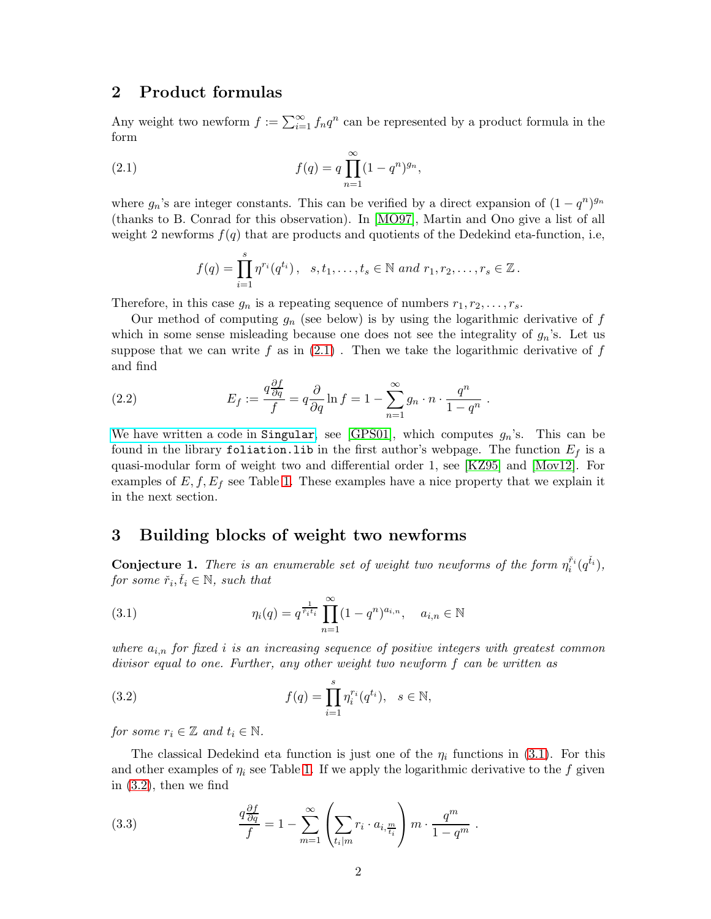## 2 Product formulas

Any weight two newform $f := \sum_{i=1}^{\infty} f_n q^n$ can be represented by a product formula in the form

$$
f(q) = q \prod_{n=1}^{\infty} (1-q^n)^{g_n}, \tag{2.1}
$$

where $g_n$'s are integer constants. This can be verified by a direct expansion of $(1-q^n)^{g_n}$ (thanks to B. Conrad for this observation). In [MO97], Martin and Ono give a list of all weight 2 newforms $f(q)$ that are products and quotients of the Dedekind eta-function, i.e,

$$
f(q) = \prod_{i=1}^{s} \eta^{r_i}(q^{t_i}), \quad s, t_1, \ldots, t_s \in \mathbb{N} \text{ and } r_1, r_2, \ldots, r_s \in \mathbb{Z}.
$$

Therefore, in this case $g_n$ is a repeating sequence of numbers $r_1, r_2, \ldots, r_s$.

Our method of computing $g_n$ (see below) is by using the logarithmic derivative of $f$ which in some sense misleading because one does not see the integrality of $g_n$'s. Let us suppose that we can write $f$ as in (2.1) . Then we take the logarithmic derivative of $f$ and find

$$
E_f := \frac{q\frac{\partial f}{\partial q}}{f} = q\frac{\partial}{\partial q} \ln f = 1 - \sum_{n=1}^{\infty} g_n \cdot n \cdot \frac{q^n}{1-q^n} \ . \tag{2.2}
$$

We have written a code in `Singular`, see [GPS01], which computes $g_n$'s. This can be found in the library `foliation.lib` in the first author's webpage. The function $E_f$ is a quasi-modular form of weight two and differential order 1, see [KZ95] and [Mov12]. For examples of $E, f, E_f$ see Table 1. These examples have a nice property that we explain it in the next section.

## 3 Building blocks of weight two newforms

**Conjecture 1.** *There is an enumerable set of weight two newforms of the form $\eta_i^{\check{r}_i}(q^{\check{t}_i})$, for some $\check{r}_i, \check{t}_i \in \mathbb{N}$, such that*

$$
\eta_i(q) = q^{\frac{1}{\check{r}_i \check{t}_i}} \prod_{n=1}^{\infty} (1-q^n)^{a_{i,n}}, \quad a_{i,n} \in \mathbb{N} \tag{3.1}
$$

*where $a_{i,n}$ for fixed $i$ is an increasing sequence of positive integers with greatest common divisor equal to one. Further, any other weight two newform $f$ can be written as*

$$
f(q) = \prod_{i=1}^{s} \eta_i^{r_i}(q^{t_i}), \quad s \in \mathbb{N}, \tag{3.2}
$$

*for some $r_i \in \mathbb{Z}$ and $t_i \in \mathbb{N}$.*

The classical Dedekind eta function is just one of the $\eta_i$ functions in (3.1). For this and other examples of $\eta_i$ see Table 1. If we apply the logarithmic derivative to the $f$ given in (3.2), then we find

$$
\frac{q\frac{\partial f}{\partial q}}{f} = 1 - \sum_{m=1}^{\infty} \left( \sum_{t_i | m} r_i \cdot a_{i, \frac{m}{t_i}} \right) m \cdot \frac{q^m}{1-q^m} \ . \tag{3.3}
$$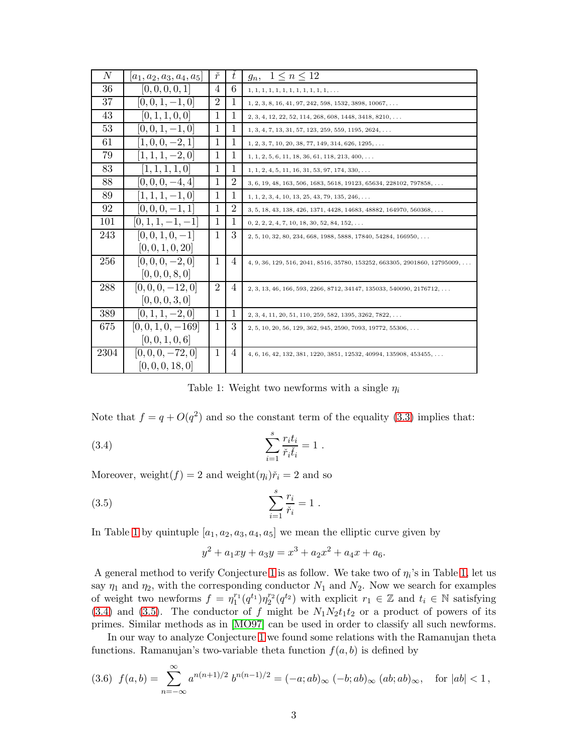| $N$ | $[a_1,a_2,a_3,a_4,a_5]$ | $\check{r}$ | $\check{t}$ | $g_n, \quad 1 \le n \le 12$ |
|---|---|---|---|---|
| 36 | $[0,0,0,0,1]$ | 4 | 6 | $1,1,1,1,1,1,1,1,1,1,1,1,\ldots$ |
| 37 | $[0,0,1,-1,0]$ | 2 | 1 | $1,2,3,8,16,41,97,242,598,1532,3898,10067,\ldots$ |
| 43 | $[0,1,1,0,0]$ | 1 | 1 | $2,3,4,12,22,52,114,268,608,1448,3418,8210,\ldots$ |
| 53 | $[0,0,1,-1,0]$ | 1 | 1 | $1,3,4,7,13,31,57,123,259,559,1195,2624,\ldots$ |
| 61 | $[1,0,0,-2,1]$ | 1 | 1 | $1,2,3,7,10,20,38,77,149,314,626,1295,\ldots$ |
| 79 | $[1,1,1,-2,0]$ | 1 | 1 | $1,1,2,5,6,11,18,36,61,118,213,400,\ldots$ |
| 83 | $[1,1,1,1,0]$ | 1 | 1 | $1,1,2,4,5,11,16,31,53,97,174,330,\ldots$ |
| 88 | $[0,0,0,-4,4]$ | 1 | 2 | $3,6,19,48,163,506,1683,5618,19123,65634,228102,797858,\ldots$ |
| 89 | $[1,1,1,-1,0]$ | 1 | 1 | $1,1,2,3,4,10,13,25,43,79,135,246,\ldots$ |
| 92 | $[0,0,0,-1,1]$ | 1 | 2 | $3,5,18,43,138,426,1371,4428,14683,48882,164970,560368,\ldots$ |
| 101 | $[0,1,1,-1,-1]$ | 1 | 1 | $0,2,2,2,4,7,10,18,30,52,84,152,\ldots$ |
| 243 | $[0,0,1,0,-1]$ $[0,0,1,0,20]$ | 1 | 3 | $2,5,10,32,80,234,668,1988,5888,17840,54284,166950,\ldots$ |
| 256 | $[0,0,0,-2,0]$ $[0,0,0,8,0]$ | 1 | 4 | $4,9,36,129,516,2041,8516,35780,153252,663305,2901860,12795009,\ldots$ |
| 288 | $[0,0,0,-12,0]$ $[0,0,0,3,0]$ | 2 | 4 | $2,3,13,46,166,593,2266,8712,34147,135033,540090,2176712,\ldots$ |
| 389 | $[0,1,1,-2,0]$ | 1 | 1 | $2,3,4,11,20,51,110,259,582,1395,3262,7822,\ldots$ |
| 675 | $[0,0,1,0,-169]$ $[0,0,1,0,6]$ | 1 | 3 | $2,5,10,20,56,129,362,945,2590,7093,19772,55306,\ldots$ |
| 2304 | $[0,0,0,-72,0]$ $[0,0,0,18,0]$ | 1 | 4 | $4,6,16,42,132,381,1220,3851,12532,40994,135908,453455,\ldots$ |

Table 1: Weight two newforms with a single $\eta_i$

Note that $f = q + O(q^2)$ and so the constant term of the equality (3.3) implies that:

$$\sum_{i=1}^{s} \frac{r_i t_i}{\check{r}_i \check{t}_i} = 1 \; . \tag{3.4}$$

Moreover, weight$(f) = 2$ and weight$(\eta_i)\check{r}_i = 2$ and so

$$\sum_{i=1}^{s} \frac{r_i}{\check{r}_i} = 1 \; . \tag{3.5}$$

In Table 1 by quintuple $[a_1, a_2, a_3, a_4, a_5]$ we mean the elliptic curve given by

$$y^2 + a_1xy + a_3y = x^3 + a_2x^2 + a_4x + a_6.$$

A general method to verify Conjecture 1 is as follow. We take two of $\eta_i$'s in Table 1, let us say $\eta_1$ and $\eta_2$, with the corresponding conductor $N_1$ and $N_2$. Now we search for examples of weight two newforms $f = \eta_1^{r_1}(q^{t_1})\eta_2^{r_2}(q^{t_2})$ with explicit $r_1 \in \mathbb{Z}$ and $t_i \in \mathbb{N}$ satisfying (3.4) and (3.5). The conductor of $f$ might be $N_1N_2t_1t_2$ or a product of powers of its primes. Similar methods as in [MO97] can be used in order to classify all such newforms.

In our way to analyze Conjecture 1 we found some relations with the Ramanujan theta functions. Ramanujan's two-variable theta function $f(a, b)$ is defined by

$$f(a,b) = \sum_{n=-\infty}^{\infty} a^{n(n+1)/2}\, b^{n(n-1)/2} = (-a;ab)_\infty \, (-b;ab)_\infty \, (ab;ab)_\infty, \quad \text{for } |ab| < 1 \, , \tag{3.6}$$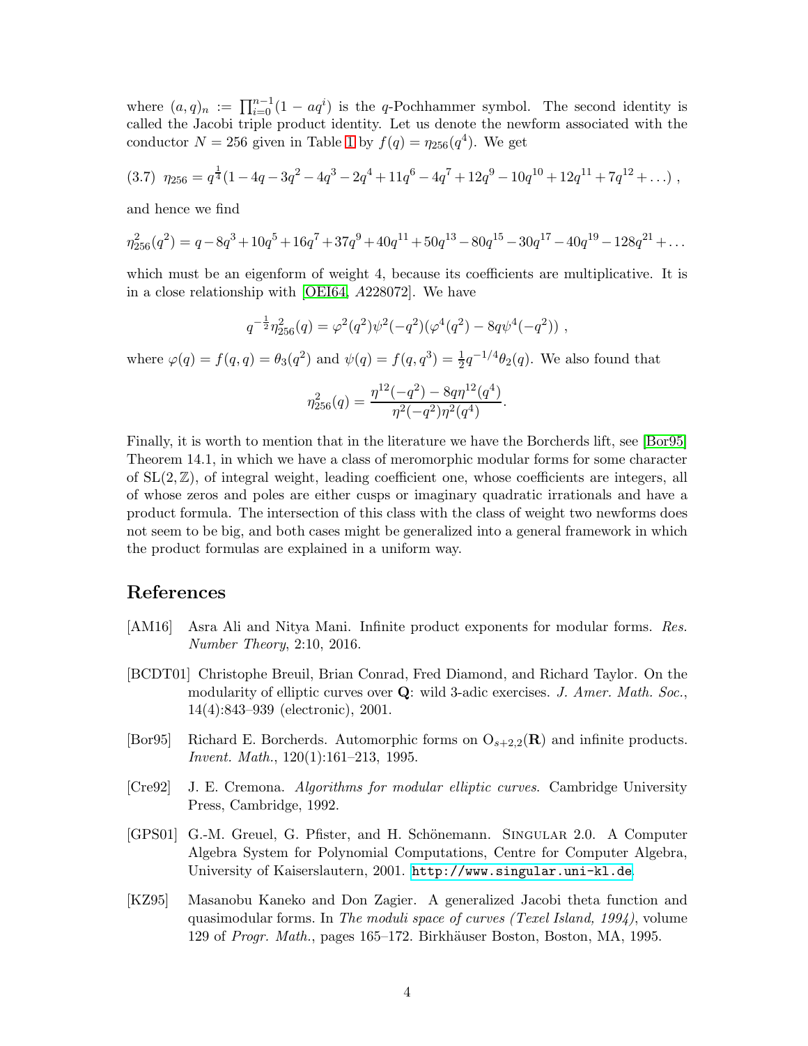where $(a,q)_n := \prod_{i=0}^{n-1}(1-aq^i)$ is the $q$-Pochhammer symbol. The second identity is called the Jacobi triple product identity. Let us denote the newform associated with the conductor $N = 256$ given in Table 1 by $f(q) = \eta_{256}(q^4)$. We get

$$(3.7)\ \ \eta_{256} = q^{\frac{1}{4}}(1-4q-3q^2-4q^3-2q^4+11q^6-4q^7+12q^9-10q^{10}+12q^{11}+7q^{12}+\dots)\ ,$$

and hence we find

$$\eta_{256}^2(q^2) = q-8q^3+10q^5+16q^7+37q^9+40q^{11}+50q^{13}-80q^{15}-30q^{17}-40q^{19}-128q^{21}+\dots$$

which must be an eigenform of weight 4, because its coefficients are multiplicative. It is in a close relationship with [OEI64, *A*228072]. We have

$$q^{-\frac{1}{2}}\eta_{256}^2(q) = \varphi^2(q^2)\psi^2(-q^2)(\varphi^4(q^2)-8q\psi^4(-q^2))\ ,$$

where $\varphi(q) = f(q,q) = \theta_3(q^2)$ and $\psi(q) = f(q,q^3) = \frac{1}{2}q^{-1/4}\theta_2(q)$. We also found that

$$\eta_{256}^2(q) = \frac{\eta^{12}(-q^2)-8q\eta^{12}(q^4)}{\eta^2(-q^2)\eta^2(q^4)}.$$

Finally, it is worth to mention that in the literature we have the Borcherds lift, see [Bor95] Theorem 14.1, in which we have a class of meromorphic modular forms for some character of $\mathrm{SL}(2,\mathbb{Z})$, of integral weight, leading coefficient one, whose coefficients are integers, all of whose zeros and poles are either cusps or imaginary quadratic irrationals and have a product formula. The intersection of this class with the class of weight two newforms does not seem to be big, and both cases might be generalized into a general framework in which the product formulas are explained in a uniform way.

## References

[AM16] Asra Ali and Nitya Mani. Infinite product exponents for modular forms. *Res. Number Theory*, 2:10, 2016.

[BCDT01] Christophe Breuil, Brian Conrad, Fred Diamond, and Richard Taylor. On the modularity of elliptic curves over **Q**: wild 3-adic exercises. *J. Amer. Math. Soc.*, 14(4):843–939 (electronic), 2001.

[Bor95] Richard E. Borcherds. Automorphic forms on $\mathrm{O}_{s+2,2}(\mathbf{R})$ and infinite products. *Invent. Math.*, 120(1):161–213, 1995.

[Cre92] J. E. Cremona. *Algorithms for modular elliptic curves*. Cambridge University Press, Cambridge, 1992.

[GPS01] G.-M. Greuel, G. Pfister, and H. Schönemann. Singular 2.0. A Computer Algebra System for Polynomial Computations, Centre for Computer Algebra, University of Kaiserslautern, 2001. http://www.singular.uni-kl.de.

[KZ95] Masanobu Kaneko and Don Zagier. A generalized Jacobi theta function and quasimodular forms. In *The moduli space of curves (Texel Island, 1994)*, volume 129 of *Progr. Math.*, pages 165–172. Birkhäuser Boston, Boston, MA, 1995.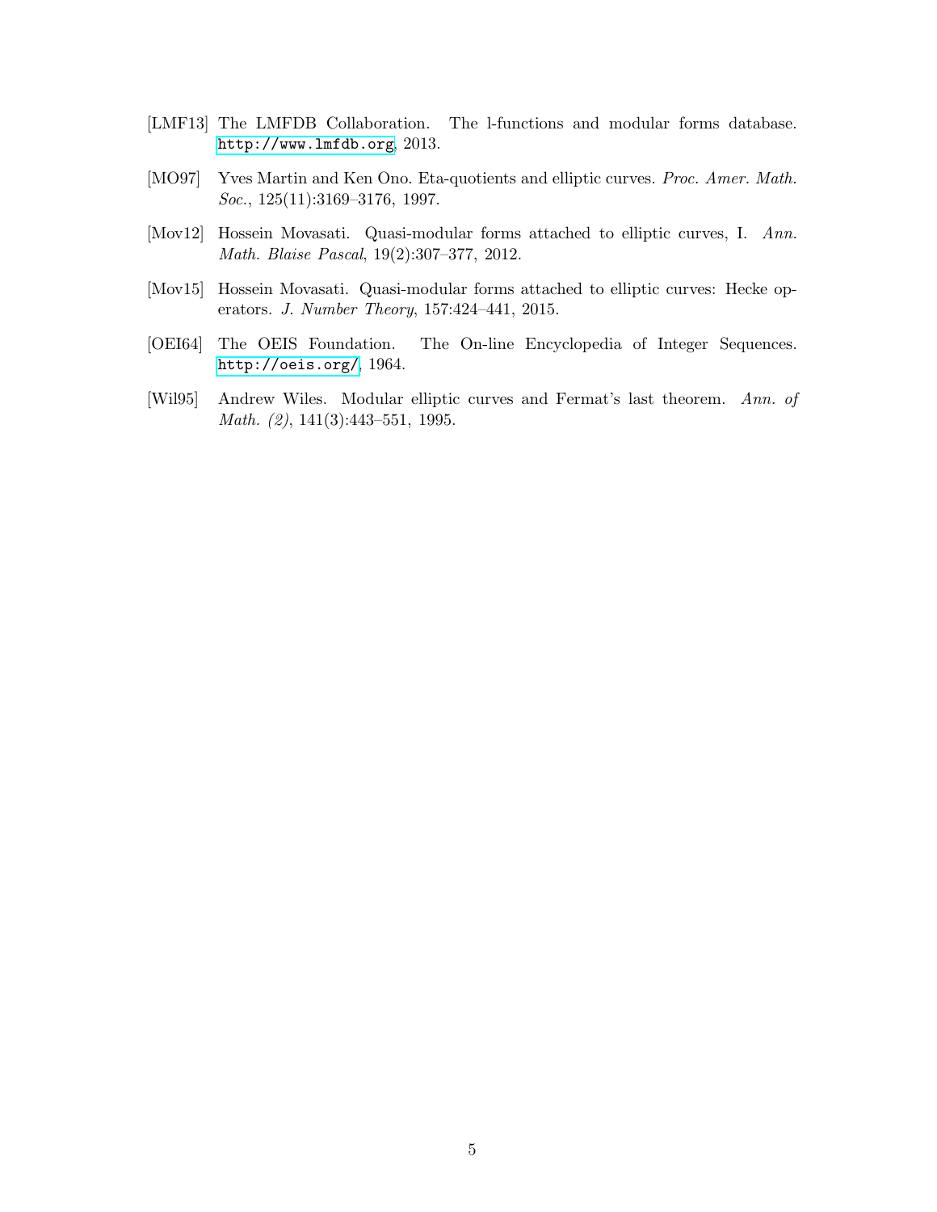[LMF13] The LMFDB Collaboration. The l-functions and modular forms database. http://www.lmfdb.org, 2013.

[MO97] Yves Martin and Ken Ono. Eta-quotients and elliptic curves. *Proc. Amer. Math. Soc.*, 125(11):3169–3176, 1997.

[Mov12] Hossein Movasati. Quasi-modular forms attached to elliptic curves, I. *Ann. Math. Blaise Pascal*, 19(2):307–377, 2012.

[Mov15] Hossein Movasati. Quasi-modular forms attached to elliptic curves: Hecke operators. *J. Number Theory*, 157:424–441, 2015.

[OEI64] The OEIS Foundation. The On-line Encyclopedia of Integer Sequences. http://oeis.org/, 1964.

[Wil95] Andrew Wiles. Modular elliptic curves and Fermat's last theorem. *Ann. of Math. (2)*, 141(3):443–551, 1995.